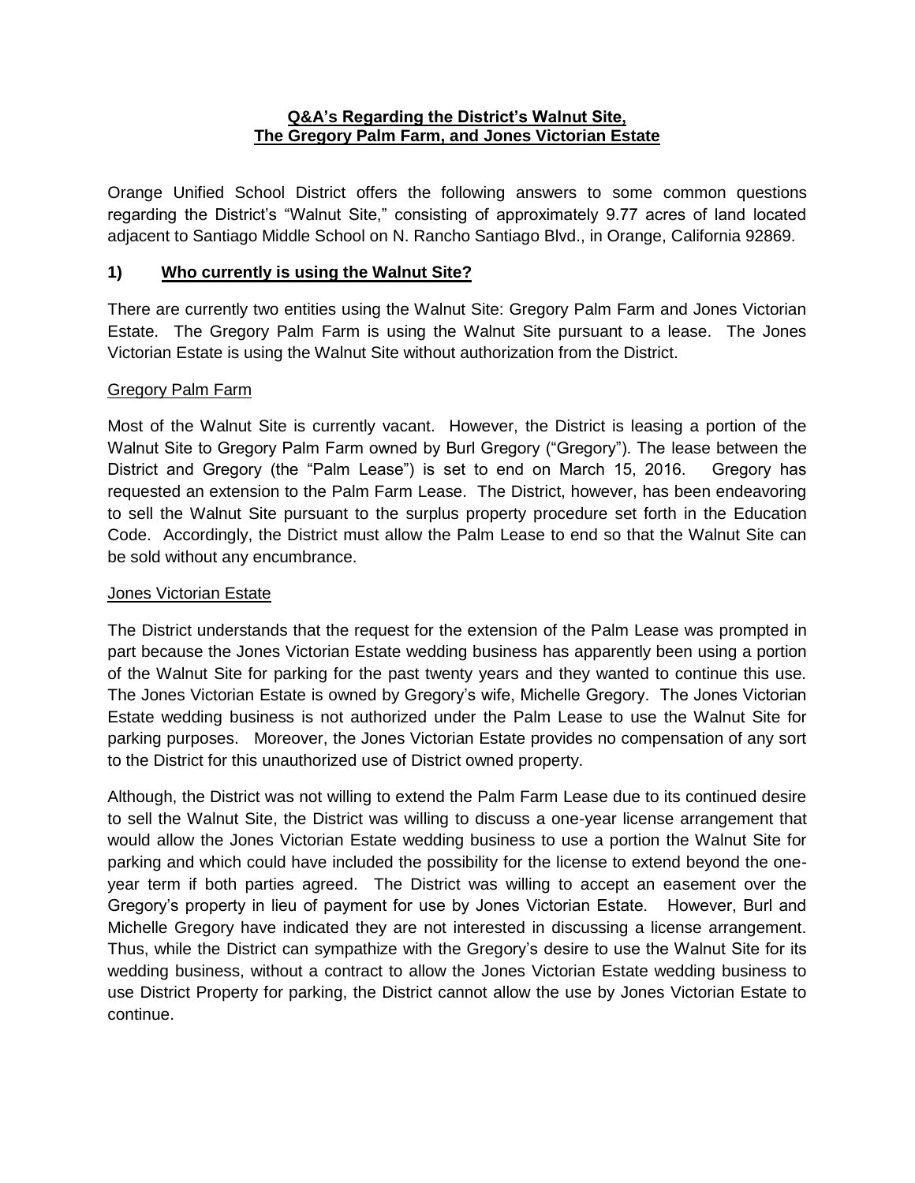# Q&A's Regarding the District's Walnut Site, The Gregory Palm Farm, and Jones Victorian Estate

Orange Unified School District offers the following answers to some common questions regarding the District's "Walnut Site," consisting of approximately 9.77 acres of land located adjacent to Santiago Middle School on N. Rancho Santiago Blvd., in Orange, California 92869.

## 1) Who currently is using the Walnut Site?

There are currently two entities using the Walnut Site: Gregory Palm Farm and Jones Victorian Estate. The Gregory Palm Farm is using the Walnut Site pursuant to a lease. The Jones Victorian Estate is using the Walnut Site without authorization from the District.

### Gregory Palm Farm

Most of the Walnut Site is currently vacant. However, the District is leasing a portion of the Walnut Site to Gregory Palm Farm owned by Burl Gregory ("Gregory"). The lease between the District and Gregory (the "Palm Lease") is set to end on March 15, 2016. Gregory has requested an extension to the Palm Farm Lease. The District, however, has been endeavoring to sell the Walnut Site pursuant to the surplus property procedure set forth in the Education Code. Accordingly, the District must allow the Palm Lease to end so that the Walnut Site can be sold without any encumbrance.

### Jones Victorian Estate

The District understands that the request for the extension of the Palm Lease was prompted in part because the Jones Victorian Estate wedding business has apparently been using a portion of the Walnut Site for parking for the past twenty years and they wanted to continue this use. The Jones Victorian Estate is owned by Gregory's wife, Michelle Gregory. The Jones Victorian Estate wedding business is not authorized under the Palm Lease to use the Walnut Site for parking purposes. Moreover, the Jones Victorian Estate provides no compensation of any sort to the District for this unauthorized use of District owned property.

Although, the District was not willing to extend the Palm Farm Lease due to its continued desire to sell the Walnut Site, the District was willing to discuss a one-year license arrangement that would allow the Jones Victorian Estate wedding business to use a portion the Walnut Site for parking and which could have included the possibility for the license to extend beyond the one-year term if both parties agreed. The District was willing to accept an easement over the Gregory's property in lieu of payment for use by Jones Victorian Estate. However, Burl and Michelle Gregory have indicated they are not interested in discussing a license arrangement. Thus, while the District can sympathize with the Gregory's desire to use the Walnut Site for its wedding business, without a contract to allow the Jones Victorian Estate wedding business to use District Property for parking, the District cannot allow the use by Jones Victorian Estate to continue.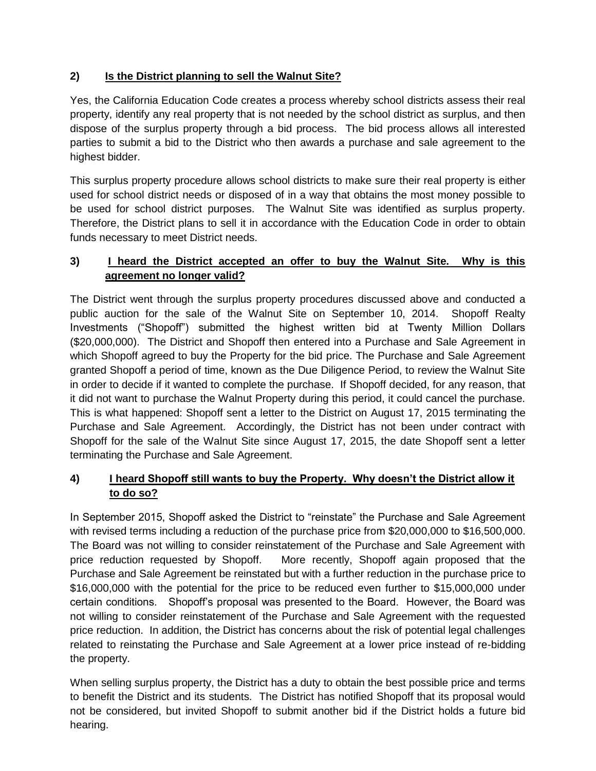## 2) Is the District planning to sell the Walnut Site?

Yes, the California Education Code creates a process whereby school districts assess their real property, identify any real property that is not needed by the school district as surplus, and then dispose of the surplus property through a bid process. The bid process allows all interested parties to submit a bid to the District who then awards a purchase and sale agreement to the highest bidder.

This surplus property procedure allows school districts to make sure their real property is either used for school district needs or disposed of in a way that obtains the most money possible to be used for school district purposes. The Walnut Site was identified as surplus property. Therefore, the District plans to sell it in accordance with the Education Code in order to obtain funds necessary to meet District needs.

## 3) I heard the District accepted an offer to buy the Walnut Site. Why is this agreement no longer valid?

The District went through the surplus property procedures discussed above and conducted a public auction for the sale of the Walnut Site on September 10, 2014. Shopoff Realty Investments ("Shopoff") submitted the highest written bid at Twenty Million Dollars ($20,000,000). The District and Shopoff then entered into a Purchase and Sale Agreement in which Shopoff agreed to buy the Property for the bid price. The Purchase and Sale Agreement granted Shopoff a period of time, known as the Due Diligence Period, to review the Walnut Site in order to decide if it wanted to complete the purchase. If Shopoff decided, for any reason, that it did not want to purchase the Walnut Property during this period, it could cancel the purchase. This is what happened: Shopoff sent a letter to the District on August 17, 2015 terminating the Purchase and Sale Agreement. Accordingly, the District has not been under contract with Shopoff for the sale of the Walnut Site since August 17, 2015, the date Shopoff sent a letter terminating the Purchase and Sale Agreement.

## 4) I heard Shopoff still wants to buy the Property. Why doesn't the District allow it to do so?

In September 2015, Shopoff asked the District to "reinstate" the Purchase and Sale Agreement with revised terms including a reduction of the purchase price from $20,000,000 to $16,500,000. The Board was not willing to consider reinstatement of the Purchase and Sale Agreement with price reduction requested by Shopoff. More recently, Shopoff again proposed that the Purchase and Sale Agreement be reinstated but with a further reduction in the purchase price to $16,000,000 with the potential for the price to be reduced even further to $15,000,000 under certain conditions. Shopoff's proposal was presented to the Board. However, the Board was not willing to consider reinstatement of the Purchase and Sale Agreement with the requested price reduction. In addition, the District has concerns about the risk of potential legal challenges related to reinstating the Purchase and Sale Agreement at a lower price instead of re-bidding the property.

When selling surplus property, the District has a duty to obtain the best possible price and terms to benefit the District and its students. The District has notified Shopoff that its proposal would not be considered, but invited Shopoff to submit another bid if the District holds a future bid hearing.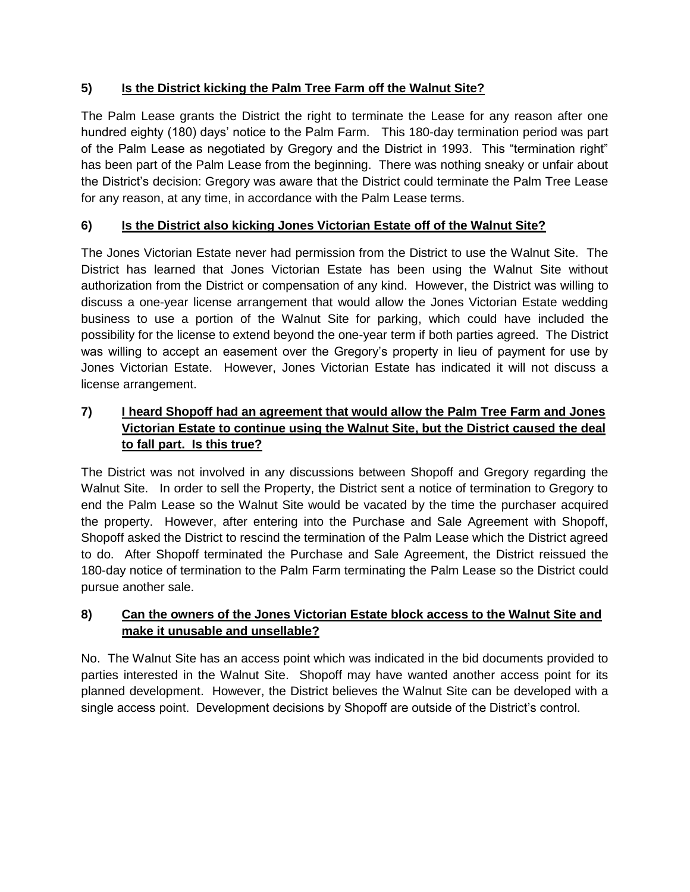### 5) Is the District kicking the Palm Tree Farm off the Walnut Site?

The Palm Lease grants the District the right to terminate the Lease for any reason after one hundred eighty (180) days' notice to the Palm Farm. This 180-day termination period was part of the Palm Lease as negotiated by Gregory and the District in 1993. This "termination right" has been part of the Palm Lease from the beginning. There was nothing sneaky or unfair about the District's decision: Gregory was aware that the District could terminate the Palm Tree Lease for any reason, at any time, in accordance with the Palm Lease terms.

### 6) Is the District also kicking Jones Victorian Estate off of the Walnut Site?

The Jones Victorian Estate never had permission from the District to use the Walnut Site. The District has learned that Jones Victorian Estate has been using the Walnut Site without authorization from the District or compensation of any kind. However, the District was willing to discuss a one-year license arrangement that would allow the Jones Victorian Estate wedding business to use a portion of the Walnut Site for parking, which could have included the possibility for the license to extend beyond the one-year term if both parties agreed. The District was willing to accept an easement over the Gregory's property in lieu of payment for use by Jones Victorian Estate. However, Jones Victorian Estate has indicated it will not discuss a license arrangement.

### 7) I heard Shopoff had an agreement that would allow the Palm Tree Farm and Jones Victorian Estate to continue using the Walnut Site, but the District caused the deal to fall part. Is this true?

The District was not involved in any discussions between Shopoff and Gregory regarding the Walnut Site. In order to sell the Property, the District sent a notice of termination to Gregory to end the Palm Lease so the Walnut Site would be vacated by the time the purchaser acquired the property. However, after entering into the Purchase and Sale Agreement with Shopoff, Shopoff asked the District to rescind the termination of the Palm Lease which the District agreed to do. After Shopoff terminated the Purchase and Sale Agreement, the District reissued the 180-day notice of termination to the Palm Farm terminating the Palm Lease so the District could pursue another sale.

### 8) Can the owners of the Jones Victorian Estate block access to the Walnut Site and make it unusable and unsellable?

No. The Walnut Site has an access point which was indicated in the bid documents provided to parties interested in the Walnut Site. Shopoff may have wanted another access point for its planned development. However, the District believes the Walnut Site can be developed with a single access point. Development decisions by Shopoff are outside of the District's control.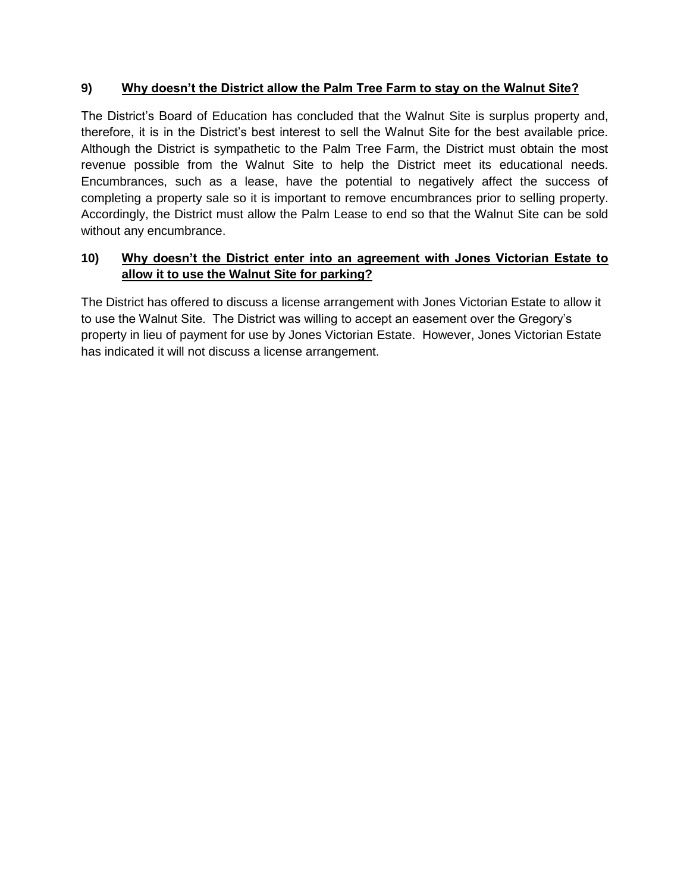**9) Why doesn't the District allow the Palm Tree Farm to stay on the Walnut Site?**

The District's Board of Education has concluded that the Walnut Site is surplus property and, therefore, it is in the District's best interest to sell the Walnut Site for the best available price. Although the District is sympathetic to the Palm Tree Farm, the District must obtain the most revenue possible from the Walnut Site to help the District meet its educational needs. Encumbrances, such as a lease, have the potential to negatively affect the success of completing a property sale so it is important to remove encumbrances prior to selling property. Accordingly, the District must allow the Palm Lease to end so that the Walnut Site can be sold without any encumbrance.

**10) Why doesn't the District enter into an agreement with Jones Victorian Estate to allow it to use the Walnut Site for parking?**

The District has offered to discuss a license arrangement with Jones Victorian Estate to allow it to use the Walnut Site. The District was willing to accept an easement over the Gregory's property in lieu of payment for use by Jones Victorian Estate. However, Jones Victorian Estate has indicated it will not discuss a license arrangement.